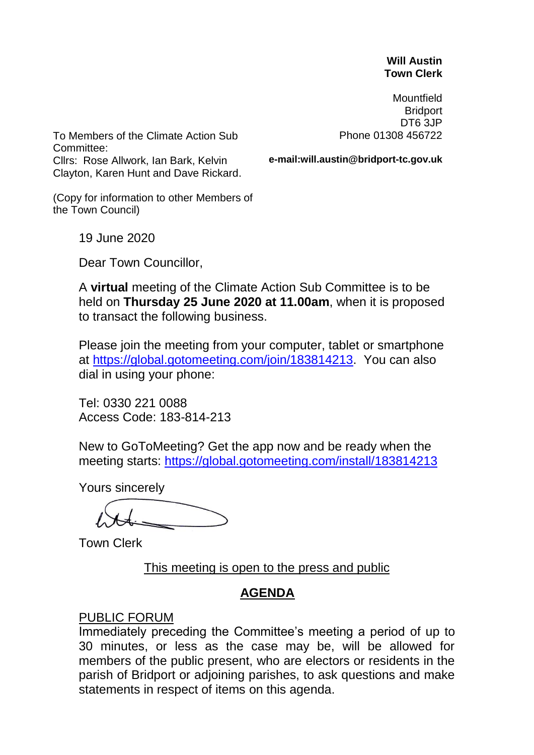**Will Austin**
**Town Clerk**

Mountfield
Bridport
DT6 3JP
Phone 01308 456722

**e-mail:will.austin@bridport-tc.gov.uk**

To Members of the Climate Action Sub Committee:
Cllrs: Rose Allwork, Ian Bark, Kelvin Clayton, Karen Hunt and Dave Rickard.

(Copy for information to other Members of the Town Council)

19 June 2020

Dear Town Councillor,

A **virtual** meeting of the Climate Action Sub Committee is to be held on **Thursday 25 June 2020 at 11.00am**, when it is proposed to transact the following business.

Please join the meeting from your computer, tablet or smartphone at https://global.gotomeeting.com/join/183814213. You can also dial in using your phone:

Tel: 0330 221 0088
Access Code: 183-814-213

New to GoToMeeting? Get the app now and be ready when the meeting starts: https://global.gotomeeting.com/install/183814213

Yours sincerely

Town Clerk

This meeting is open to the press and public

## AGENDA

PUBLIC FORUM

Immediately preceding the Committee's meeting a period of up to 30 minutes, or less as the case may be, will be allowed for members of the public present, who are electors or residents in the parish of Bridport or adjoining parishes, to ask questions and make statements in respect of items on this agenda.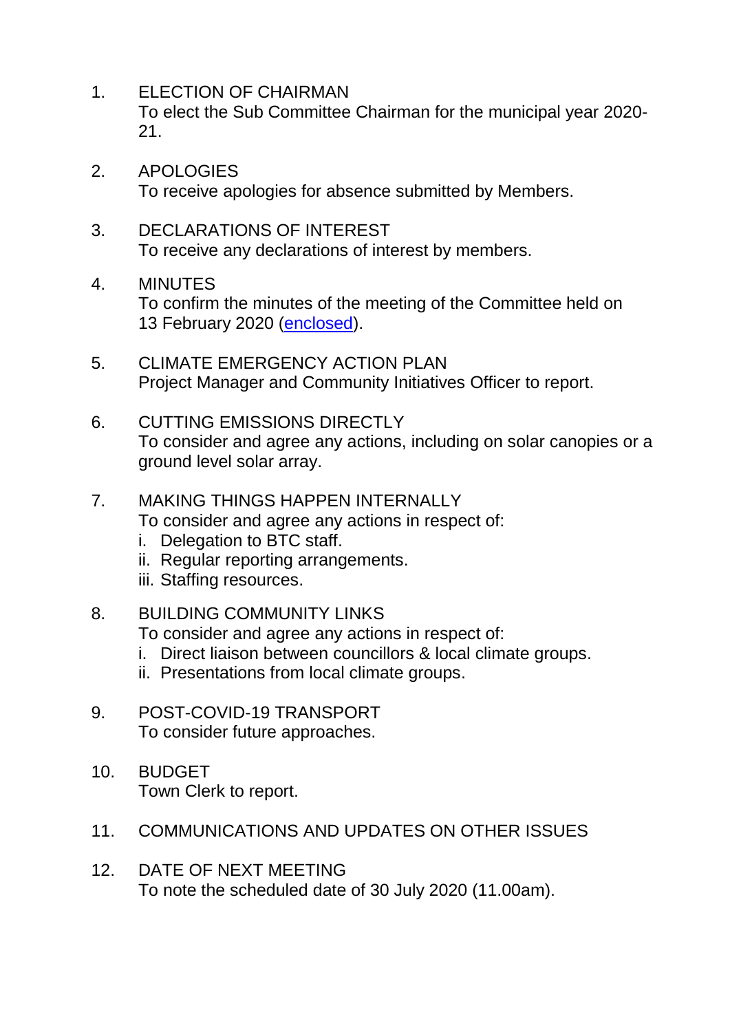1. ELECTION OF CHAIRMAN
   To elect the Sub Committee Chairman for the municipal year 2020-21.

2. APOLOGIES
   To receive apologies for absence submitted by Members.

3. DECLARATIONS OF INTEREST
   To receive any declarations of interest by members.

4. MINUTES
   To confirm the minutes of the meeting of the Committee held on 13 February 2020 (enclosed).

5. CLIMATE EMERGENCY ACTION PLAN
   Project Manager and Community Initiatives Officer to report.

6. CUTTING EMISSIONS DIRECTLY
   To consider and agree any actions, including on solar canopies or a ground level solar array.

7. MAKING THINGS HAPPEN INTERNALLY
   To consider and agree any actions in respect of:
   i. Delegation to BTC staff.
   ii. Regular reporting arrangements.
   iii. Staffing resources.

8. BUILDING COMMUNITY LINKS
   To consider and agree any actions in respect of:
   i. Direct liaison between councillors & local climate groups.
   ii. Presentations from local climate groups.

9. POST-COVID-19 TRANSPORT
   To consider future approaches.

10. BUDGET
    Town Clerk to report.

11. COMMUNICATIONS AND UPDATES ON OTHER ISSUES

12. DATE OF NEXT MEETING
    To note the scheduled date of 30 July 2020 (11.00am).